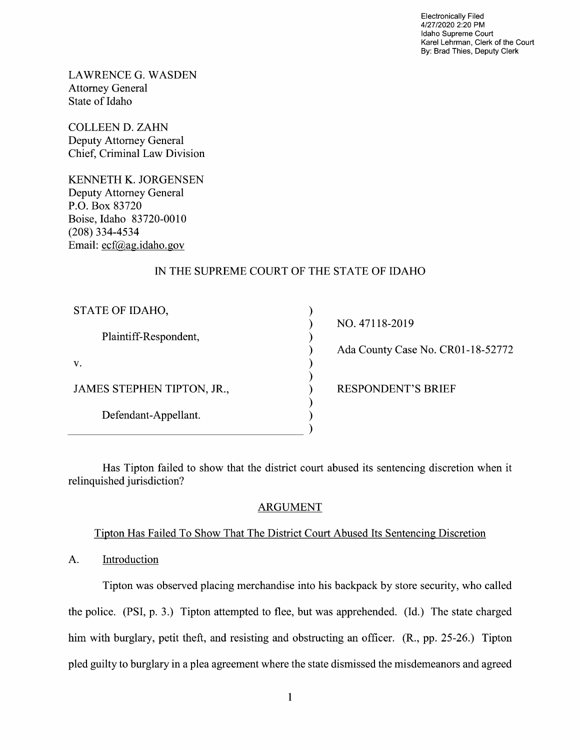Electronically Filed
4/27/2020 2:20 PM
Idaho Supreme Court
Karel Lehrman, Clerk of the Court
By: Brad Thies, Deputy Clerk

LAWRENCE G. WASDEN
Attorney General
State of Idaho

COLLEEN D. ZAHN
Deputy Attorney General
Chief, Criminal Law Division

KENNETH K. JORGENSEN
Deputy Attorney General
P.O. Box 83720
Boise, Idaho 83720-0010
(208) 334-4534
Email: ecf@ag.idaho.gov

IN THE SUPREME COURT OF THE STATE OF IDAHO

| | | |
|---|---|---|
| STATE OF IDAHO, | ) | NO. 47118-2019 |
| Plaintiff-Respondent, | ) | Ada County Case No. CR01-18-52772 |
| v. | ) | |
| JAMES STEPHEN TIPTON, JR., | ) | RESPONDENT'S BRIEF |
| Defendant-Appellant. | ) | |

Has Tipton failed to show that the district court abused its sentencing discretion when it relinquished jurisdiction?

## ARGUMENT

### Tipton Has Failed To Show That The District Court Abused Its Sentencing Discretion

A. Introduction

Tipton was observed placing merchandise into his backpack by store security, who called the police. (PSI, p. 3.) Tipton attempted to flee, but was apprehended. (Id.) The state charged him with burglary, petit theft, and resisting and obstructing an officer. (R., pp. 25-26.) Tipton pled guilty to burglary in a plea agreement where the state dismissed the misdemeanors and agreed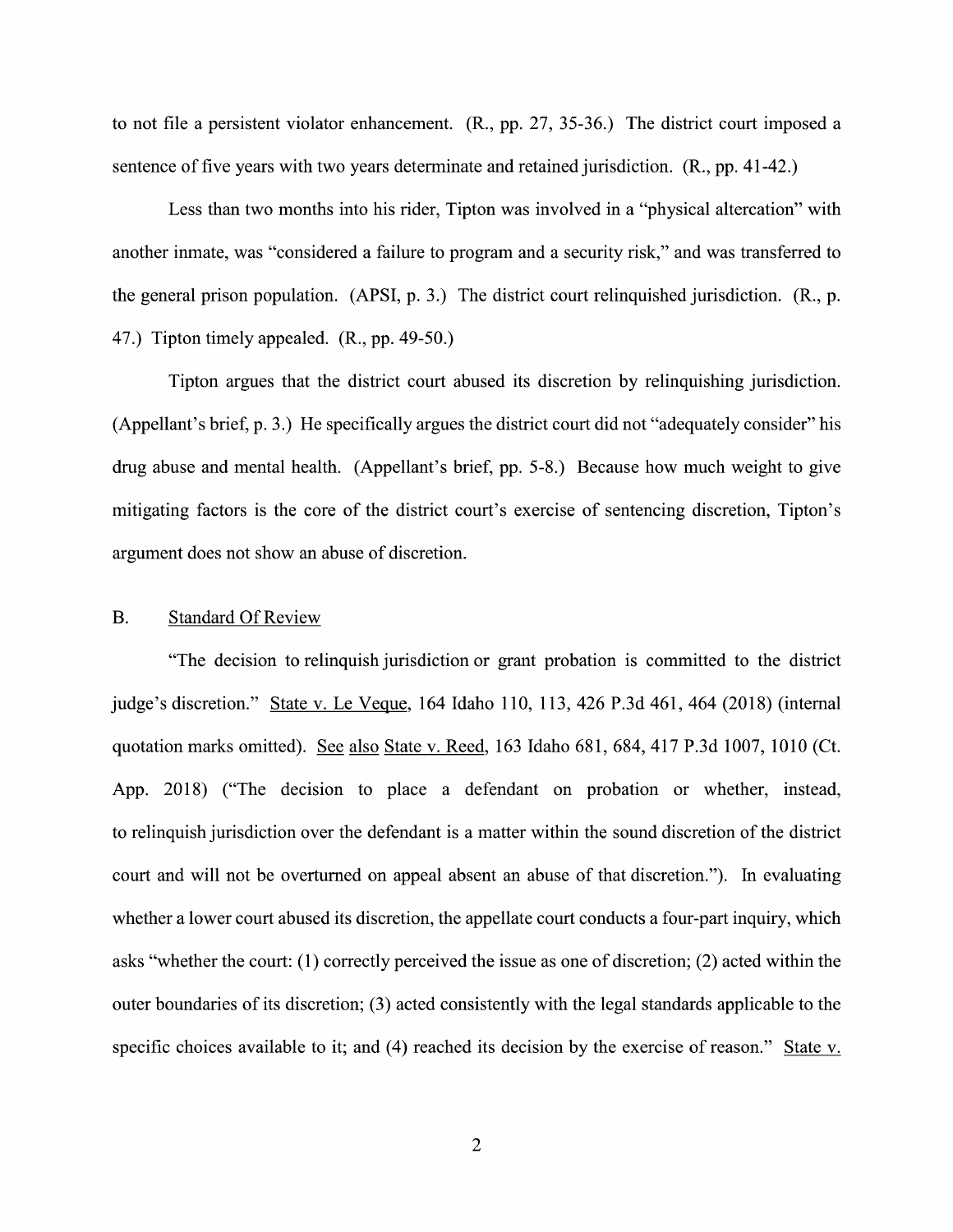to not file a persistent violator enhancement. (R., pp. 27, 35-36.) The district court imposed a sentence of five years with two years determinate and retained jurisdiction. (R., pp. 41-42.)

Less than two months into his rider, Tipton was involved in a "physical altercation" with another inmate, was "considered a failure to program and a security risk," and was transferred to the general prison population. (APSI, p. 3.) The district court relinquished jurisdiction. (R., p. 47.) Tipton timely appealed. (R., pp. 49-50.)

Tipton argues that the district court abused its discretion by relinquishing jurisdiction. (Appellant's brief, p. 3.) He specifically argues the district court did not "adequately consider" his drug abuse and mental health. (Appellant's brief, pp. 5-8.) Because how much weight to give mitigating factors is the core of the district court's exercise of sentencing discretion, Tipton's argument does not show an abuse of discretion.

## B. Standard Of Review

"The decision to relinquish jurisdiction or grant probation is committed to the district judge's discretion." State v. Le Veque, 164 Idaho 110, 113, 426 P.3d 461, 464 (2018) (internal quotation marks omitted). See also State v. Reed, 163 Idaho 681, 684, 417 P.3d 1007, 1010 (Ct. App. 2018) ("The decision to place a defendant on probation or whether, instead, to relinquish jurisdiction over the defendant is a matter within the sound discretion of the district court and will not be overturned on appeal absent an abuse of that discretion."). In evaluating whether a lower court abused its discretion, the appellate court conducts a four-part inquiry, which asks "whether the court: (1) correctly perceived the issue as one of discretion; (2) acted within the outer boundaries of its discretion; (3) acted consistently with the legal standards applicable to the specific choices available to it; and (4) reached its decision by the exercise of reason." State v.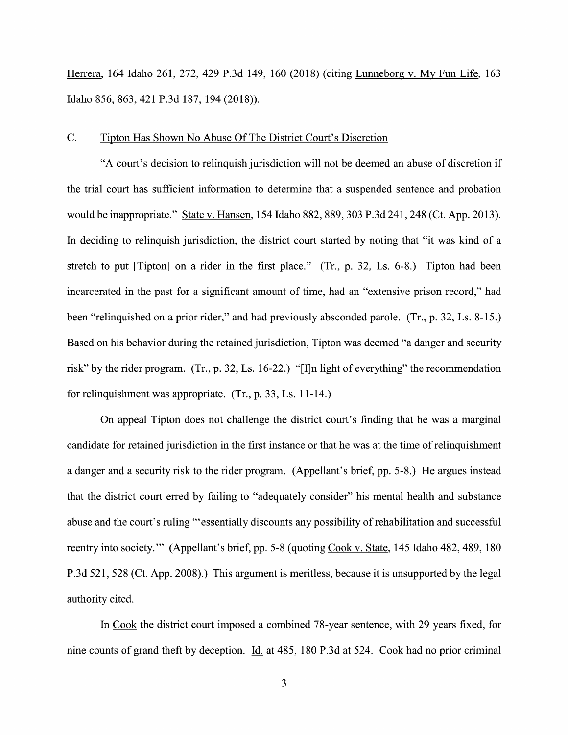Herrera, 164 Idaho 261, 272, 429 P.3d 149, 160 (2018) (citing Lunneborg v. My Fun Life, 163 Idaho 856, 863, 421 P.3d 187, 194 (2018)).

### C. Tipton Has Shown No Abuse Of The District Court's Discretion

"A court's decision to relinquish jurisdiction will not be deemed an abuse of discretion if the trial court has sufficient information to determine that a suspended sentence and probation would be inappropriate." State v. Hansen, 154 Idaho 882, 889, 303 P.3d 241, 248 (Ct. App. 2013). In deciding to relinquish jurisdiction, the district court started by noting that "it was kind of a stretch to put [Tipton] on a rider in the first place." (Tr., p. 32, Ls. 6-8.) Tipton had been incarcerated in the past for a significant amount of time, had an "extensive prison record," had been "relinquished on a prior rider," and had previously absconded parole. (Tr., p. 32, Ls. 8-15.) Based on his behavior during the retained jurisdiction, Tipton was deemed "a danger and security risk" by the rider program. (Tr., p. 32, Ls. 16-22.) "[I]n light of everything" the recommendation for relinquishment was appropriate. (Tr., p. 33, Ls. 11-14.)

On appeal Tipton does not challenge the district court's finding that he was a marginal candidate for retained jurisdiction in the first instance or that he was at the time of relinquishment a danger and a security risk to the rider program. (Appellant's brief, pp. 5-8.) He argues instead that the district court erred by failing to "adequately consider" his mental health and substance abuse and the court's ruling "'essentially discounts any possibility of rehabilitation and successful reentry into society.'" (Appellant's brief, pp. 5-8 (quoting Cook v. State, 145 Idaho 482, 489, 180 P.3d 521, 528 (Ct. App. 2008).) This argument is meritless, because it is unsupported by the legal authority cited.

In Cook the district court imposed a combined 78-year sentence, with 29 years fixed, for nine counts of grand theft by deception. Id. at 485, 180 P.3d at 524. Cook had no prior criminal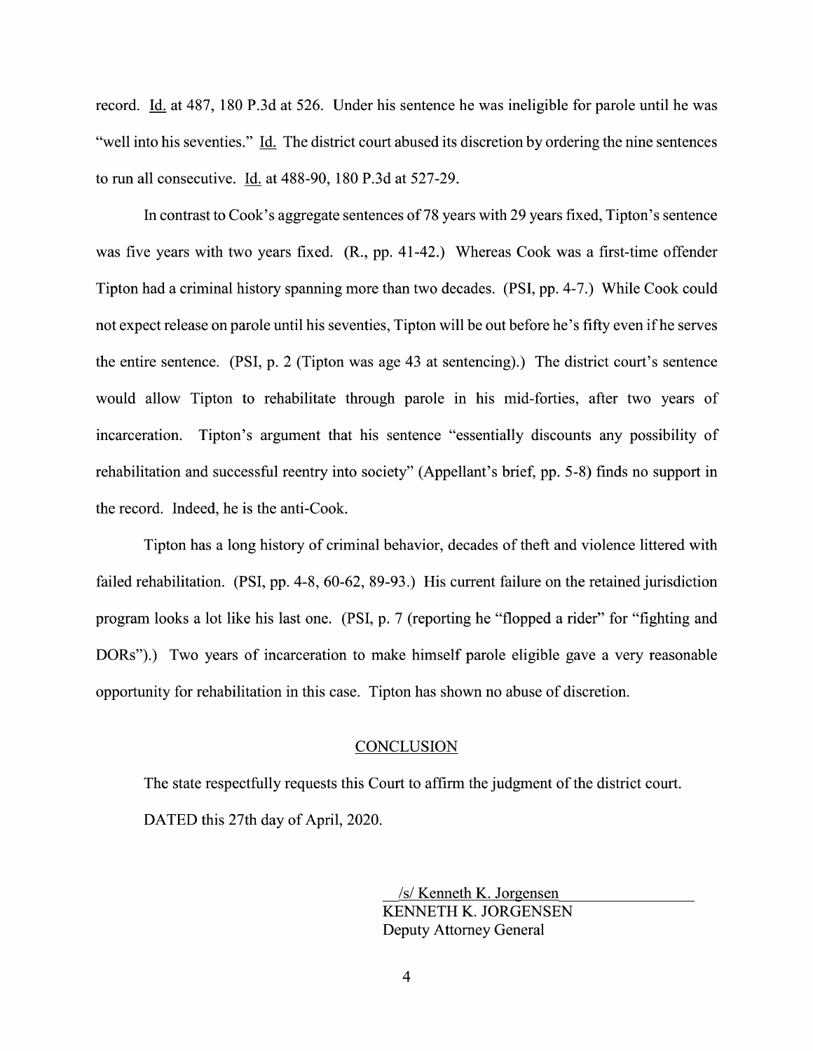record. Id. at 487, 180 P.3d at 526. Under his sentence he was ineligible for parole until he was "well into his seventies." Id. The district court abused its discretion by ordering the nine sentences to run all consecutive. Id. at 488-90, 180 P.3d at 527-29.

In contrast to Cook's aggregate sentences of 78 years with 29 years fixed, Tipton's sentence was five years with two years fixed. (R., pp. 41-42.) Whereas Cook was a first-time offender Tipton had a criminal history spanning more than two decades. (PSI, pp. 4-7.) While Cook could not expect release on parole until his seventies, Tipton will be out before he's fifty even if he serves the entire sentence. (PSI, p. 2 (Tipton was age 43 at sentencing).) The district court's sentence would allow Tipton to rehabilitate through parole in his mid-forties, after two years of incarceration. Tipton's argument that his sentence "essentially discounts any possibility of rehabilitation and successful reentry into society" (Appellant's brief, pp. 5-8) finds no support in the record. Indeed, he is the anti-Cook.

Tipton has a long history of criminal behavior, decades of theft and violence littered with failed rehabilitation. (PSI, pp. 4-8, 60-62, 89-93.) His current failure on the retained jurisdiction program looks a lot like his last one. (PSI, p. 7 (reporting he "flopped a rider" for "fighting and DORs").) Two years of incarceration to make himself parole eligible gave a very reasonable opportunity for rehabilitation in this case. Tipton has shown no abuse of discretion.

## CONCLUSION

The state respectfully requests this Court to affirm the judgment of the district court.

DATED this 27th day of April, 2020.

/s/ Kenneth K. Jorgensen
KENNETH K. JORGENSEN
Deputy Attorney General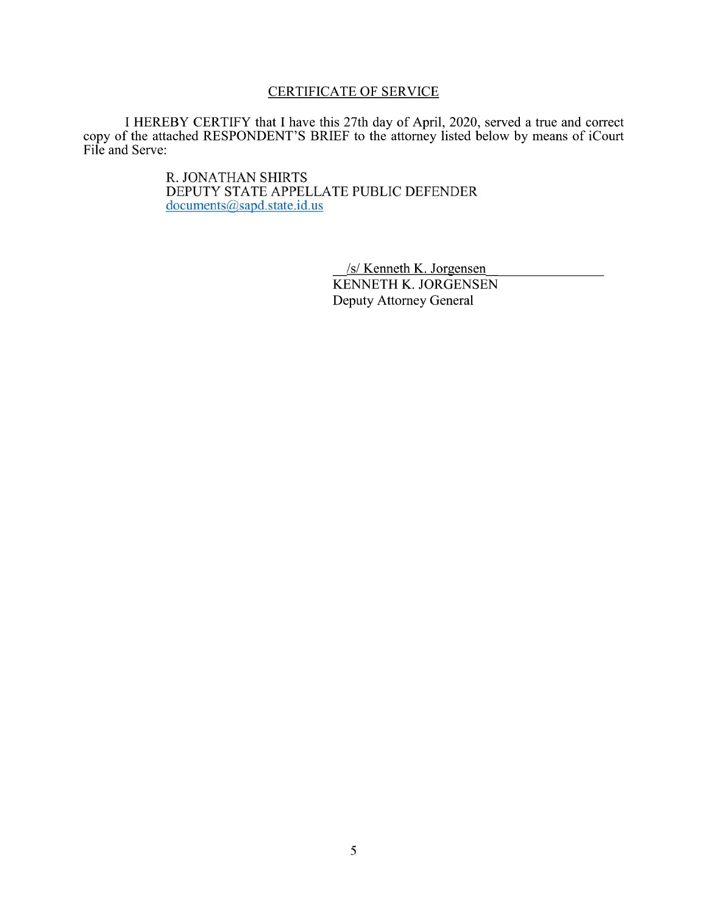CERTIFICATE OF SERVICE

I HEREBY CERTIFY that I have this 27th day of April, 2020, served a true and correct copy of the attached RESPONDENT'S BRIEF to the attorney listed below by means of iCourt File and Serve:

R. JONATHAN SHIRTS
DEPUTY STATE APPELLATE PUBLIC DEFENDER
documents@sapd.state.id.us

/s/ Kenneth K. Jorgensen
KENNETH K. JORGENSEN
Deputy Attorney General